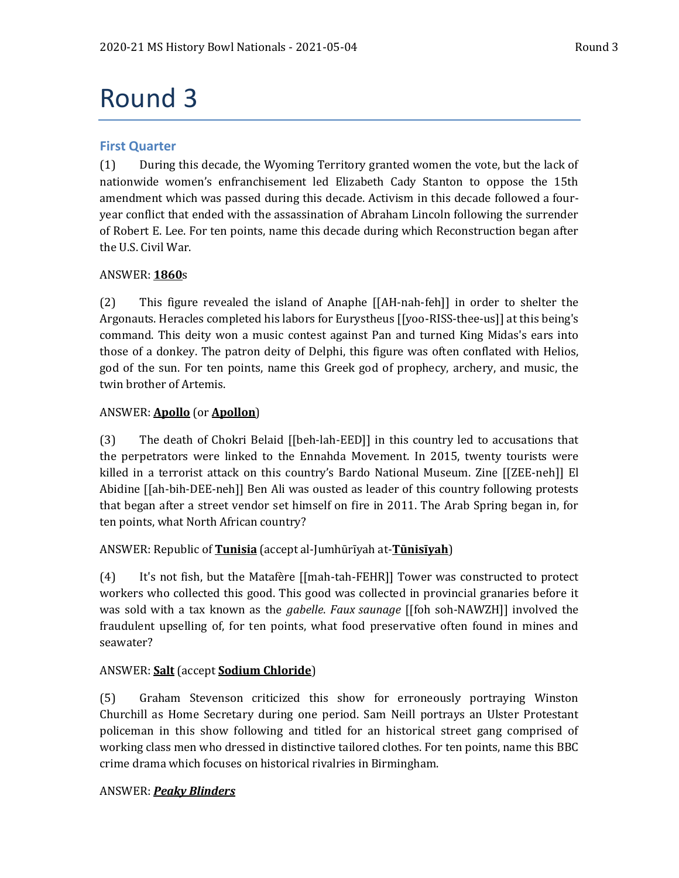# Round 3

## First Quarter

(1) During this decade, the Wyoming Territory granted women the vote, but the lack of nationwide women's enfranchisement led Elizabeth Cady Stanton to oppose the 15th amendment which was passed during this decade. Activism in this decade followed a four-year conflict that ended with the assassination of Abraham Lincoln following the surrender of Robert E. Lee. For ten points, name this decade during which Reconstruction began after the U.S. Civil War.

ANSWER: **<u>1860</u>**s

(2) This figure revealed the island of Anaphe [[AH-nah-feh]] in order to shelter the Argonauts. Heracles completed his labors for Eurystheus [[yoo-RISS-thee-us]] at this being's command. This deity won a music contest against Pan and turned King Midas's ears into those of a donkey. The patron deity of Delphi, this figure was often conflated with Helios, god of the sun. For ten points, name this Greek god of prophecy, archery, and music, the twin brother of Artemis.

ANSWER: **<u>Apollo</u>** (or **<u>Apollon</u>**)

(3) The death of Chokri Belaid [[beh-lah-EED]] in this country led to accusations that the perpetrators were linked to the Ennahda Movement. In 2015, twenty tourists were killed in a terrorist attack on this country's Bardo National Museum. Zine [[ZEE-neh]] El Abidine [[ah-bih-DEE-neh]] Ben Ali was ousted as leader of this country following protests that began after a street vendor set himself on fire in 2011. The Arab Spring began in, for ten points, what North African country?

ANSWER: Republic of **<u>Tunisia</u>** (accept al-Jumhūrīyah at-**<u>Tūnisīyah</u>**)

(4) It's not fish, but the Matafère [[mah-tah-FEHR]] Tower was constructed to protect workers who collected this good. This good was collected in provincial granaries before it was sold with a tax known as the *gabelle*. *Faux saunage* [[foh soh-NAWZH]] involved the fraudulent upselling of, for ten points, what food preservative often found in mines and seawater?

ANSWER: **<u>Salt</u>** (accept **<u>Sodium Chloride</u>**)

(5) Graham Stevenson criticized this show for erroneously portraying Winston Churchill as Home Secretary during one period. Sam Neill portrays an Ulster Protestant policeman in this show following and titled for an historical street gang comprised of working class men who dressed in distinctive tailored clothes. For ten points, name this BBC crime drama which focuses on historical rivalries in Birmingham.

ANSWER: ***<u>Peaky Blinders</u>***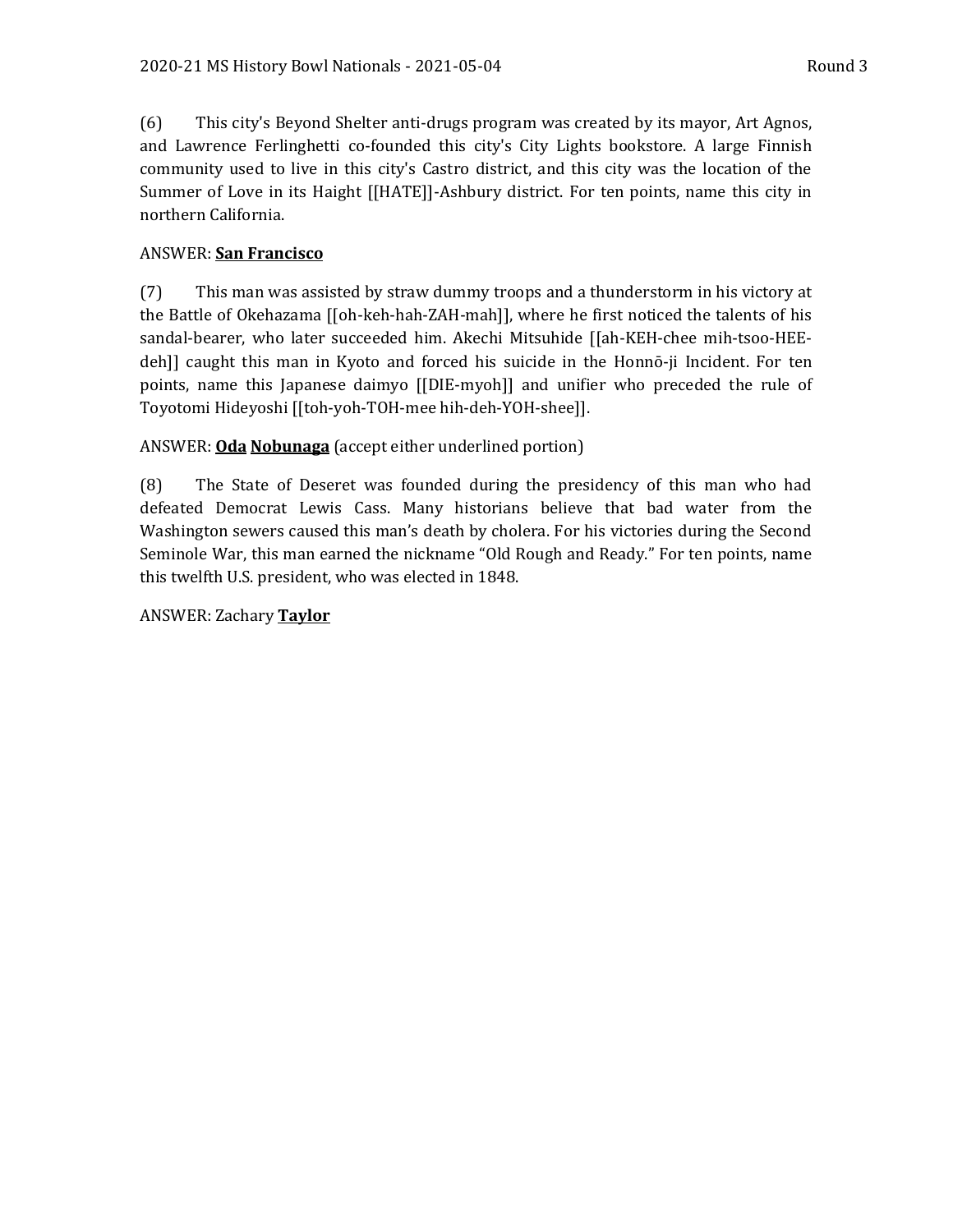(6) This city's Beyond Shelter anti-drugs program was created by its mayor, Art Agnos, and Lawrence Ferlinghetti co-founded this city's City Lights bookstore. A large Finnish community used to live in this city's Castro district, and this city was the location of the Summer of Love in its Haight [[HATE]]-Ashbury district. For ten points, name this city in northern California.

ANSWER: **San Francisco**

(7) This man was assisted by straw dummy troops and a thunderstorm in his victory at the Battle of Okehazama [[oh-keh-hah-ZAH-mah]], where he first noticed the talents of his sandal-bearer, who later succeeded him. Akechi Mitsuhide [[ah-KEH-chee mih-tsoo-HEE-deh]] caught this man in Kyoto and forced his suicide in the Honnō-ji Incident. For ten points, name this Japanese daimyo [[DIE-myoh]] and unifier who preceded the rule of Toyotomi Hideyoshi [[toh-yoh-TOH-mee hih-deh-YOH-shee]].

ANSWER: **Oda** **Nobunaga** (accept either underlined portion)

(8) The State of Deseret was founded during the presidency of this man who had defeated Democrat Lewis Cass. Many historians believe that bad water from the Washington sewers caused this man's death by cholera. For his victories during the Second Seminole War, this man earned the nickname "Old Rough and Ready." For ten points, name this twelfth U.S. president, who was elected in 1848.

ANSWER: Zachary **Taylor**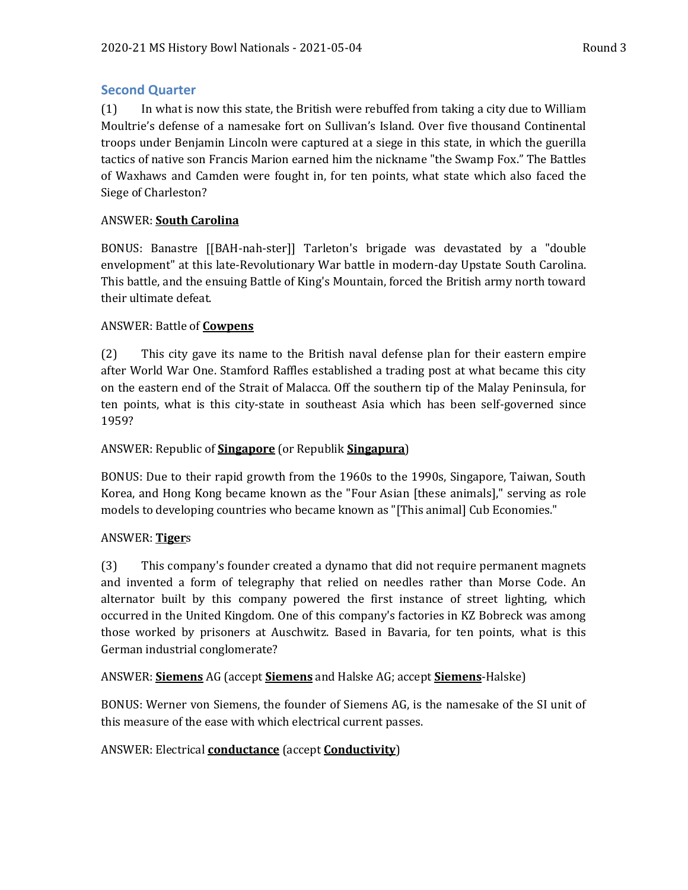## Second Quarter

(1) In what is now this state, the British were rebuffed from taking a city due to William Moultrie's defense of a namesake fort on Sullivan's Island. Over five thousand Continental troops under Benjamin Lincoln were captured at a siege in this state, in which the guerilla tactics of native son Francis Marion earned him the nickname "the Swamp Fox." The Battles of Waxhaws and Camden were fought in, for ten points, what state which also faced the Siege of Charleston?

ANSWER: **South Carolina**

BONUS: Banastre [[BAH-nah-ster]] Tarleton's brigade was devastated by a "double envelopment" at this late-Revolutionary War battle in modern-day Upstate South Carolina. This battle, and the ensuing Battle of King's Mountain, forced the British army north toward their ultimate defeat.

ANSWER: Battle of **Cowpens**

(2) This city gave its name to the British naval defense plan for their eastern empire after World War One. Stamford Raffles established a trading post at what became this city on the eastern end of the Strait of Malacca. Off the southern tip of the Malay Peninsula, for ten points, what is this city-state in southeast Asia which has been self-governed since 1959?

ANSWER: Republic of **Singapore** (or Republik **Singapura**)

BONUS: Due to their rapid growth from the 1960s to the 1990s, Singapore, Taiwan, South Korea, and Hong Kong became known as the "Four Asian [these animals]," serving as role models to developing countries who became known as "[This animal] Cub Economies."

ANSWER: **Tiger**s

(3) This company's founder created a dynamo that did not require permanent magnets and invented a form of telegraphy that relied on needles rather than Morse Code. An alternator built by this company powered the first instance of street lighting, which occurred in the United Kingdom. One of this company's factories in KZ Bobreck was among those worked by prisoners at Auschwitz. Based in Bavaria, for ten points, what is this German industrial conglomerate?

ANSWER: **Siemens** AG (accept **Siemens** and Halske AG; accept **Siemens**-Halske)

BONUS: Werner von Siemens, the founder of Siemens AG, is the namesake of the SI unit of this measure of the ease with which electrical current passes.

ANSWER: Electrical **conductance** (accept **Conductivity**)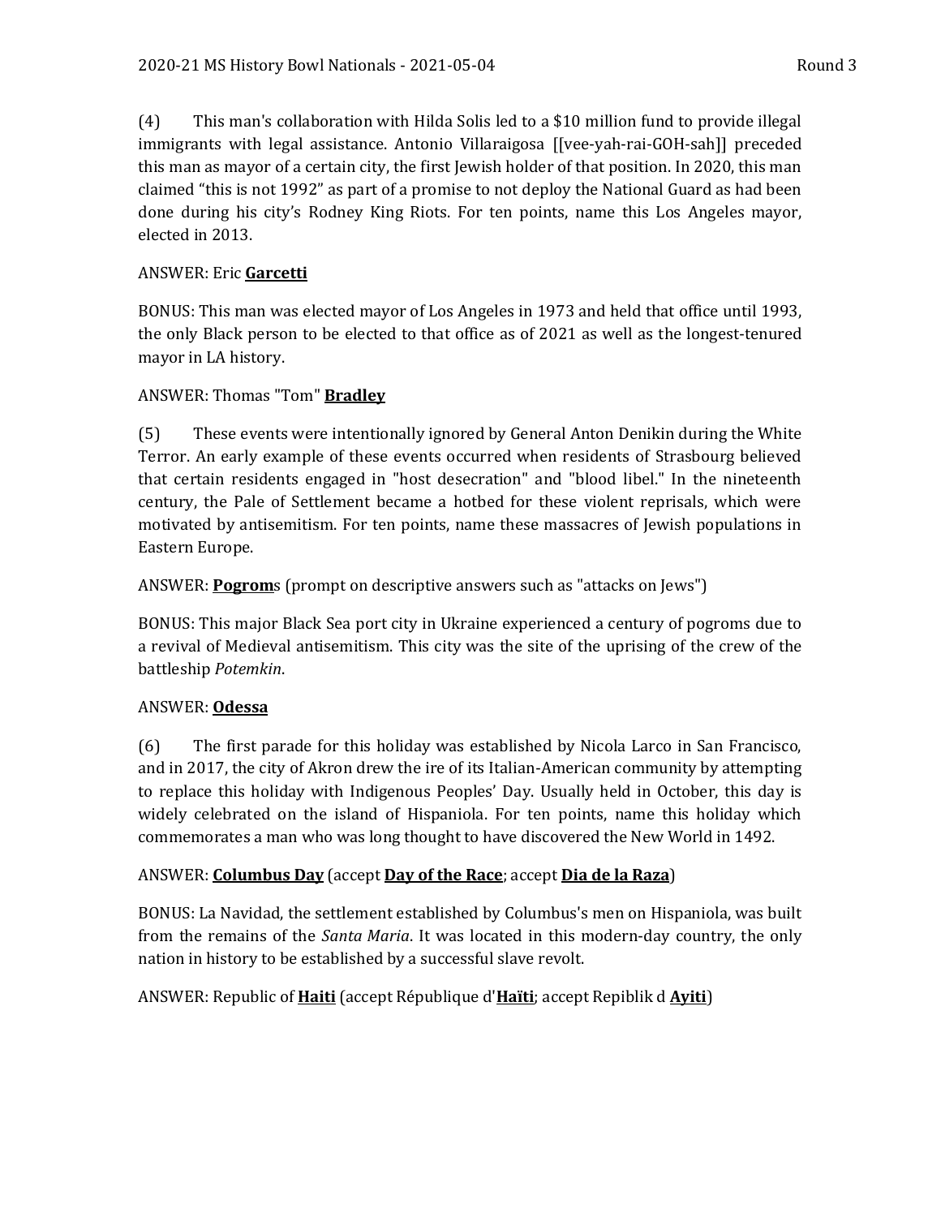(4) This man's collaboration with Hilda Solis led to a $10 million fund to provide illegal immigrants with legal assistance. Antonio Villaraigosa [[vee-yah-rai-GOH-sah]] preceded this man as mayor of a certain city, the first Jewish holder of that position. In 2020, this man claimed "this is not 1992" as part of a promise to not deploy the National Guard as had been done during his city's Rodney King Riots. For ten points, name this Los Angeles mayor, elected in 2013.

ANSWER: Eric **Garcetti**

BONUS: This man was elected mayor of Los Angeles in 1973 and held that office until 1993, the only Black person to be elected to that office as of 2021 as well as the longest-tenured mayor in LA history.

ANSWER: Thomas "Tom" **Bradley**

(5) These events were intentionally ignored by General Anton Denikin during the White Terror. An early example of these events occurred when residents of Strasbourg believed that certain residents engaged in "host desecration" and "blood libel." In the nineteenth century, the Pale of Settlement became a hotbed for these violent reprisals, which were motivated by antisemitism. For ten points, name these massacres of Jewish populations in Eastern Europe.

ANSWER: **Pogrom**s (prompt on descriptive answers such as "attacks on Jews")

BONUS: This major Black Sea port city in Ukraine experienced a century of pogroms due to a revival of Medieval antisemitism. This city was the site of the uprising of the crew of the battleship *Potemkin*.

ANSWER: **Odessa**

(6) The first parade for this holiday was established by Nicola Larco in San Francisco, and in 2017, the city of Akron drew the ire of its Italian-American community by attempting to replace this holiday with Indigenous Peoples' Day. Usually held in October, this day is widely celebrated on the island of Hispaniola. For ten points, name this holiday which commemorates a man who was long thought to have discovered the New World in 1492.

ANSWER: **Columbus Day** (accept **Day of the Race**; accept **Dia de la Raza**)

BONUS: La Navidad, the settlement established by Columbus's men on Hispaniola, was built from the remains of the *Santa Maria*. It was located in this modern-day country, the only nation in history to be established by a successful slave revolt.

ANSWER: Republic of **Haiti** (accept République d'**Haïti**; accept Repiblik d **Ayiti**)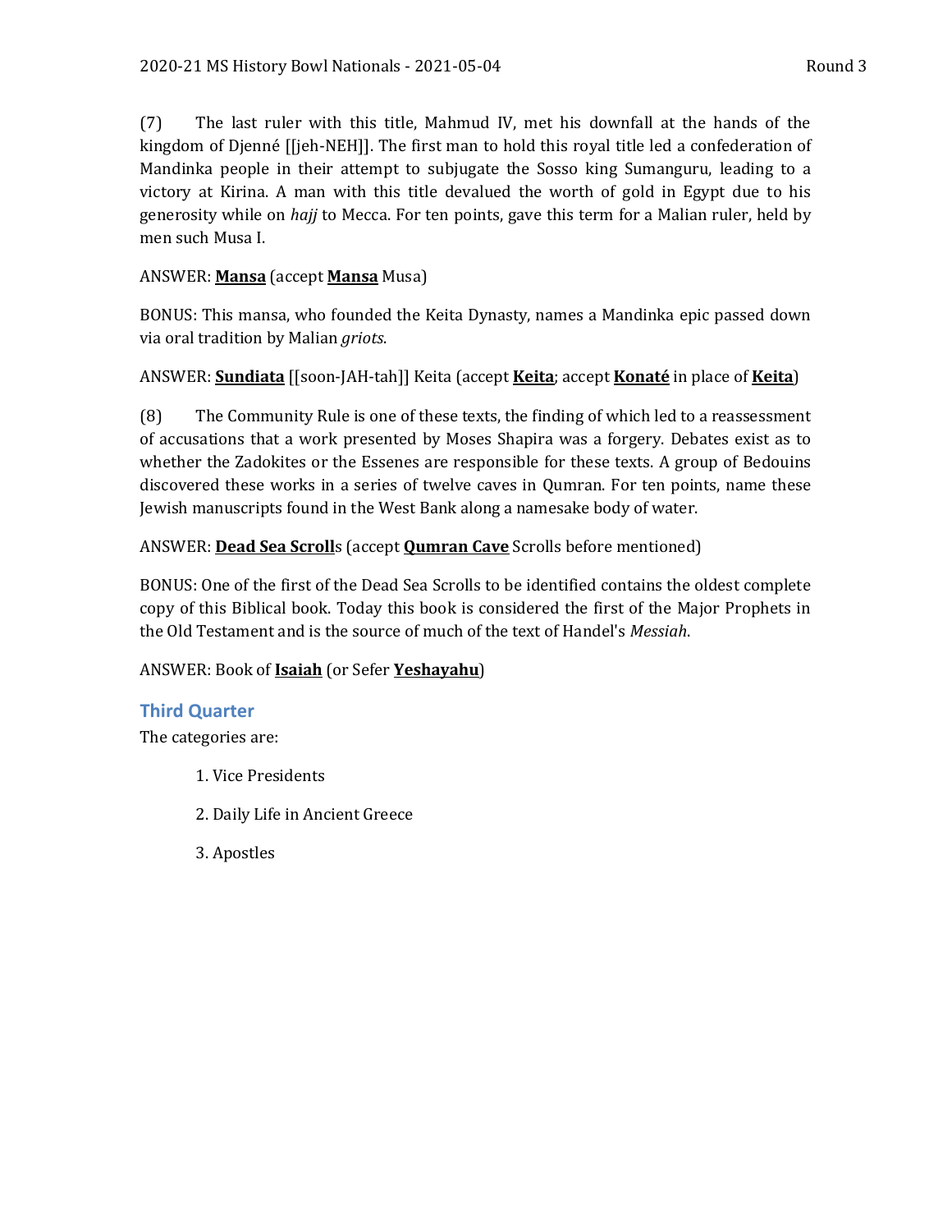(7) The last ruler with this title, Mahmud IV, met his downfall at the hands of the kingdom of Djenné [[jeh-NEH]]. The first man to hold this royal title led a confederation of Mandinka people in their attempt to subjugate the Sosso king Sumanguru, leading to a victory at Kirina. A man with this title devalued the worth of gold in Egypt due to his generosity while on *hajj* to Mecca. For ten points, gave this term for a Malian ruler, held by men such Musa I.

ANSWER: **Mansa** (accept **Mansa** Musa)

BONUS: This mansa, who founded the Keita Dynasty, names a Mandinka epic passed down via oral tradition by Malian *griots*.

ANSWER: **Sundiata** [[soon-JAH-tah]] Keita (accept **Keita**; accept **Konaté** in place of **Keita**)

(8) The Community Rule is one of these texts, the finding of which led to a reassessment of accusations that a work presented by Moses Shapira was a forgery. Debates exist as to whether the Zadokites or the Essenes are responsible for these texts. A group of Bedouins discovered these works in a series of twelve caves in Qumran. For ten points, name these Jewish manuscripts found in the West Bank along a namesake body of water.

ANSWER: **Dead Sea Scroll**s (accept **Qumran Cave** Scrolls before mentioned)

BONUS: One of the first of the Dead Sea Scrolls to be identified contains the oldest complete copy of this Biblical book. Today this book is considered the first of the Major Prophets in the Old Testament and is the source of much of the text of Handel's *Messiah*.

ANSWER: Book of **Isaiah** (or Sefer **Yeshayahu**)

## Third Quarter

The categories are:

1. Vice Presidents
2. Daily Life in Ancient Greece
3. Apostles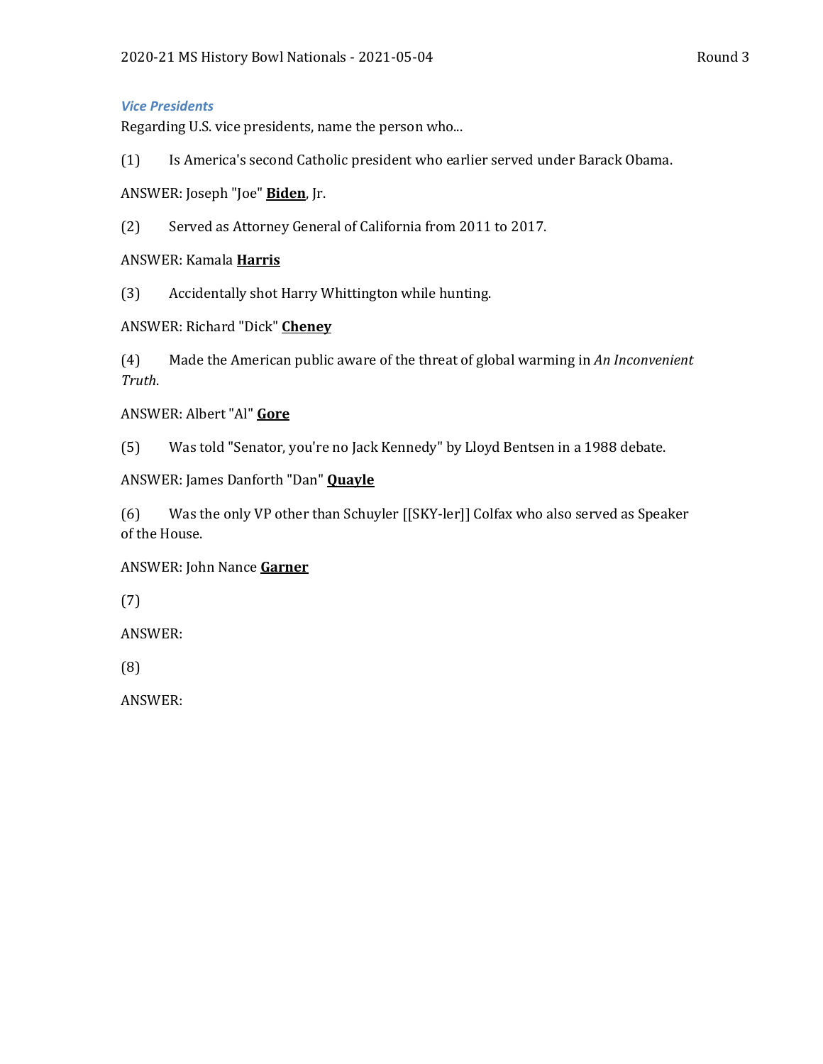### *Vice Presidents*

Regarding U.S. vice presidents, name the person who...

(1) Is America's second Catholic president who earlier served under Barack Obama.

ANSWER: Joseph "Joe" **Biden**, Jr.

(2) Served as Attorney General of California from 2011 to 2017.

ANSWER: Kamala **Harris**

(3) Accidentally shot Harry Whittington while hunting.

ANSWER: Richard "Dick" **Cheney**

(4) Made the American public aware of the threat of global warming in *An Inconvenient Truth*.

ANSWER: Albert "Al" **Gore**

(5) Was told "Senator, you're no Jack Kennedy" by Lloyd Bentsen in a 1988 debate.

ANSWER: James Danforth "Dan" **Quayle**

(6) Was the only VP other than Schuyler [[SKY-ler]] Colfax who also served as Speaker of the House.

ANSWER: John Nance **Garner**

(7)

ANSWER:

(8)

ANSWER: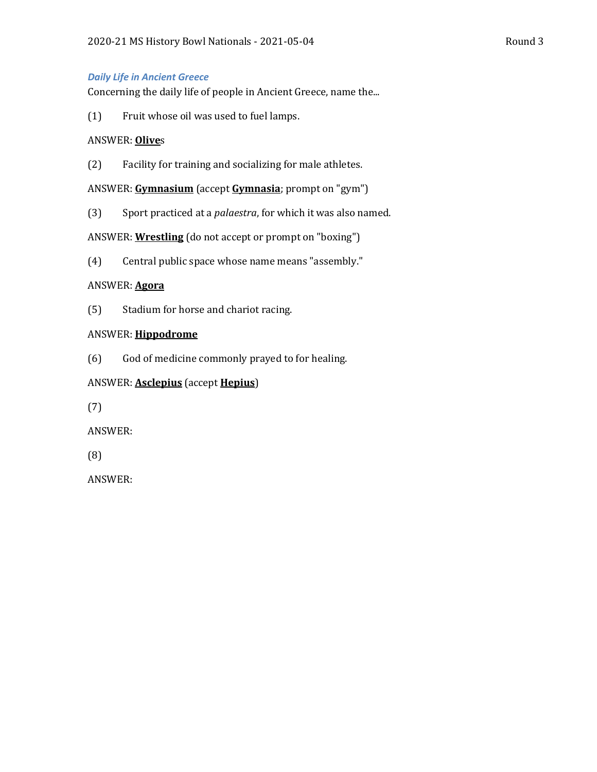### *Daily Life in Ancient Greece*

Concerning the daily life of people in Ancient Greece, name the...

(1) Fruit whose oil was used to fuel lamps.

ANSWER: **<u>Olive</u>**s

(2) Facility for training and socializing for male athletes.

ANSWER: **<u>Gymnasium</u>** (accept **<u>Gymnasia</u>**; prompt on "gym")

(3) Sport practiced at a *palaestra*, for which it was also named.

ANSWER: **<u>Wrestling</u>** (do not accept or prompt on "boxing")

(4) Central public space whose name means "assembly."

ANSWER: **<u>Agora</u>**

(5) Stadium for horse and chariot racing.

ANSWER: **<u>Hippodrome</u>**

(6) God of medicine commonly prayed to for healing.

ANSWER: **<u>Asclepius</u>** (accept **<u>Hepius</u>**)

(7)

ANSWER:

(8)

ANSWER: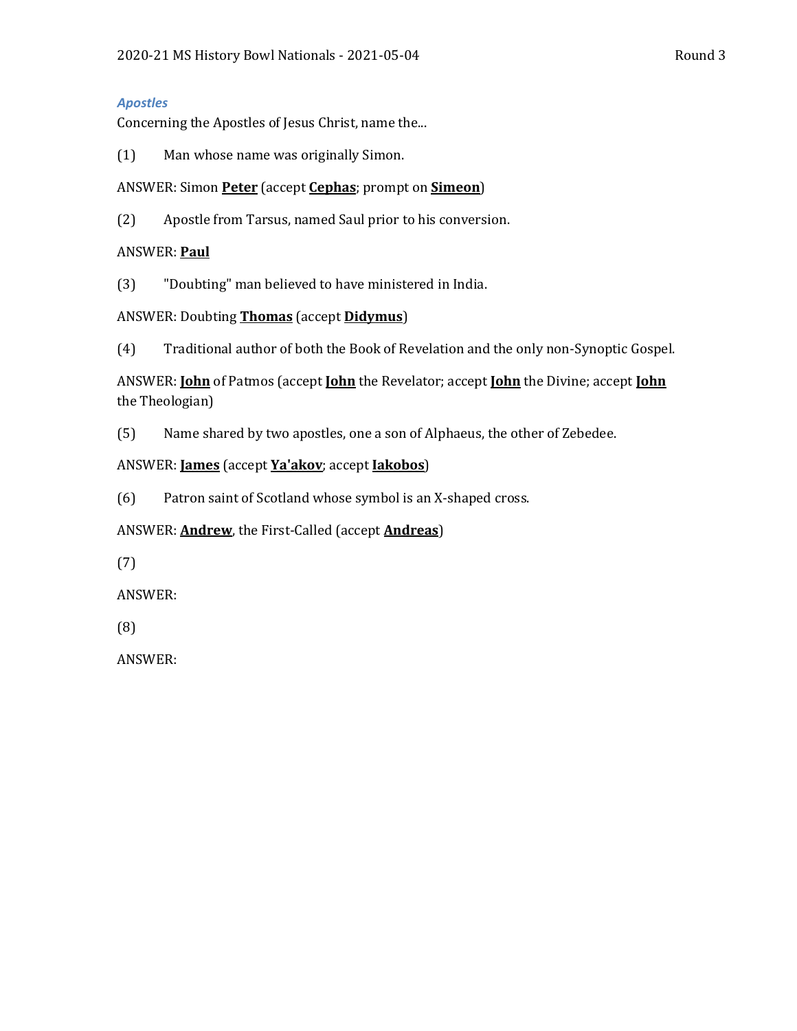*Apostles*

Concerning the Apostles of Jesus Christ, name the...

(1) Man whose name was originally Simon.

ANSWER: Simon **Peter** (accept **Cephas**; prompt on **Simeon**)

(2) Apostle from Tarsus, named Saul prior to his conversion.

ANSWER: **Paul**

(3) "Doubting" man believed to have ministered in India.

ANSWER: Doubting **Thomas** (accept **Didymus**)

(4) Traditional author of both the Book of Revelation and the only non-Synoptic Gospel.

ANSWER: **John** of Patmos (accept **John** the Revelator; accept **John** the Divine; accept **John** the Theologian)

(5) Name shared by two apostles, one a son of Alphaeus, the other of Zebedee.

ANSWER: **James** (accept **Ya'akov**; accept **Iakobos**)

(6) Patron saint of Scotland whose symbol is an X-shaped cross.

ANSWER: **Andrew**, the First-Called (accept **Andreas**)

(7)

ANSWER:

(8)

ANSWER: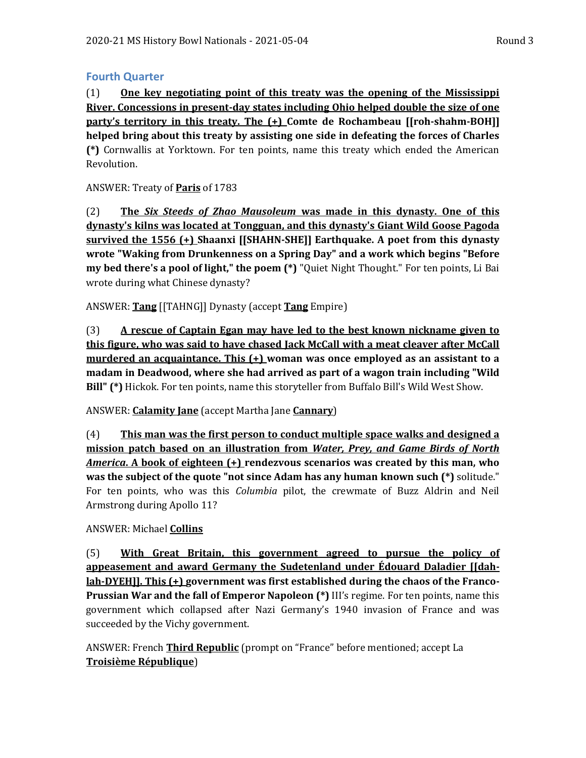## Fourth Quarter

(1) **<u>One key negotiating point of this treaty was the opening of the Mississippi River. Concessions in present-day states including Ohio helped double the size of one party's territory in this treaty. The (+)</u> Comte de Rochambeau [[roh-shahm-BOH]] helped bring about this treaty by assisting one side in defeating the forces of Charles (*)** Cornwallis at Yorktown. For ten points, name this treaty which ended the American Revolution.

ANSWER: Treaty of **<u>Paris</u>** of 1783

(2) **<u>The *Six Steeds of Zhao Mausoleum* was made in this dynasty. One of this dynasty's kilns was located at Tongguan, and this dynasty's Giant Wild Goose Pagoda survived the 1556 (+)</u> Shaanxi [[SHAHN-SHE]] Earthquake. A poet from this dynasty wrote "Waking from Drunkenness on a Spring Day" and a work which begins "Before my bed there's a pool of light," the poem (*)** "Quiet Night Thought." For ten points, Li Bai wrote during what Chinese dynasty?

ANSWER: **<u>Tang</u>** [[TAHNG]] Dynasty (accept **<u>Tang</u>** Empire)

(3) **<u>A rescue of Captain Egan may have led to the best known nickname given to this figure, who was said to have chased Jack McCall with a meat cleaver after McCall murdered an acquaintance. This (+)</u> woman was once employed as an assistant to a madam in Deadwood, where she had arrived as part of a wagon train including "Wild Bill" (*)** Hickok. For ten points, name this storyteller from Buffalo Bill's Wild West Show.

ANSWER: **<u>Calamity Jane</u>** (accept Martha Jane **<u>Cannary</u>**)

(4) **<u>This man was the first person to conduct multiple space walks and designed a mission patch based on an illustration from *Water, Prey, and Game Birds of North America*. A book of eighteen (+)</u> rendezvous scenarios was created by this man, who was the subject of the quote "not since Adam has any human known such (*)** solitude." For ten points, who was this *Columbia* pilot, the crewmate of Buzz Aldrin and Neil Armstrong during Apollo 11?

ANSWER: Michael **<u>Collins</u>**

(5) **<u>With Great Britain, this government agreed to pursue the policy of appeasement and award Germany the Sudetenland under Édouard Daladier [[dah-lah-DYEH]]. This (+)</u> government was first established during the chaos of the Franco-Prussian War and the fall of Emperor Napoleon (*)** III's regime. For ten points, name this government which collapsed after Nazi Germany's 1940 invasion of France and was succeeded by the Vichy government.

ANSWER: French **<u>Third Republic</u>** (prompt on "France" before mentioned; accept La **<u>Troisième République</u>**)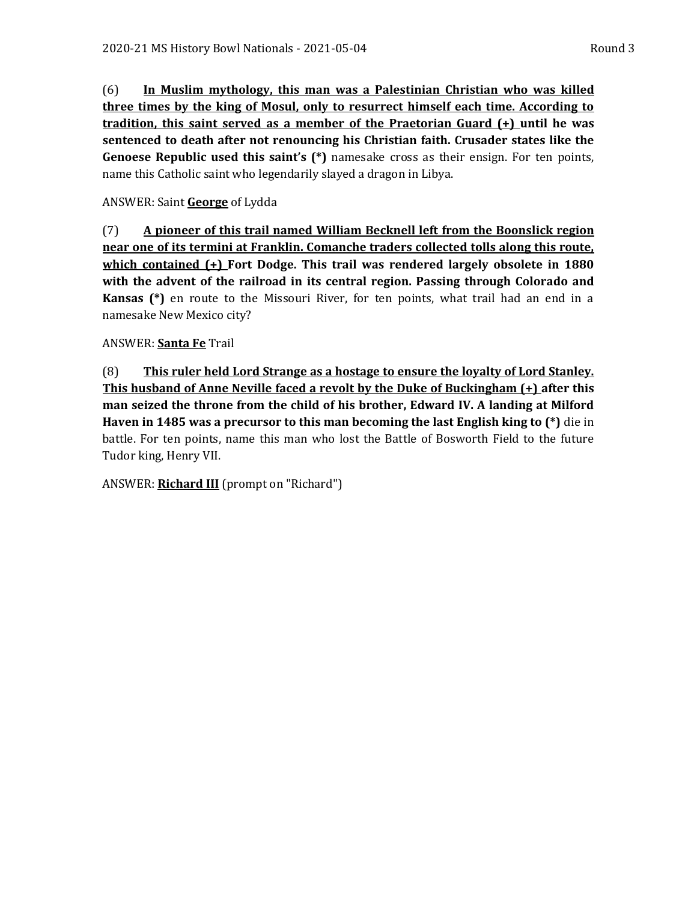(6) **<u>In Muslim mythology, this man was a Palestinian Christian who was killed three times by the king of Mosul, only to resurrect himself each time. According to tradition, this saint served as a member of the Praetorian Guard (+)</u> until he was sentenced to death after not renouncing his Christian faith. Crusader states like the Genoese Republic used this saint's (*)** namesake cross as their ensign. For ten points, name this Catholic saint who legendarily slayed a dragon in Libya.

ANSWER: Saint **<u>George</u>** of Lydda

(7) **<u>A pioneer of this trail named William Becknell left from the Boonslick region near one of its termini at Franklin. Comanche traders collected tolls along this route, which contained (+)</u> Fort Dodge. This trail was rendered largely obsolete in 1880 with the advent of the railroad in its central region. Passing through Colorado and Kansas (*)** en route to the Missouri River, for ten points, what trail had an end in a namesake New Mexico city?

ANSWER: **<u>Santa Fe</u>** Trail

(8) **<u>This ruler held Lord Strange as a hostage to ensure the loyalty of Lord Stanley. This husband of Anne Neville faced a revolt by the Duke of Buckingham (+)</u> after this man seized the throne from the child of his brother, Edward IV. A landing at Milford Haven in 1485 was a precursor to this man becoming the last English king to (*)** die in battle. For ten points, name this man who lost the Battle of Bosworth Field to the future Tudor king, Henry VII.

ANSWER: **<u>Richard III</u>** (prompt on "Richard")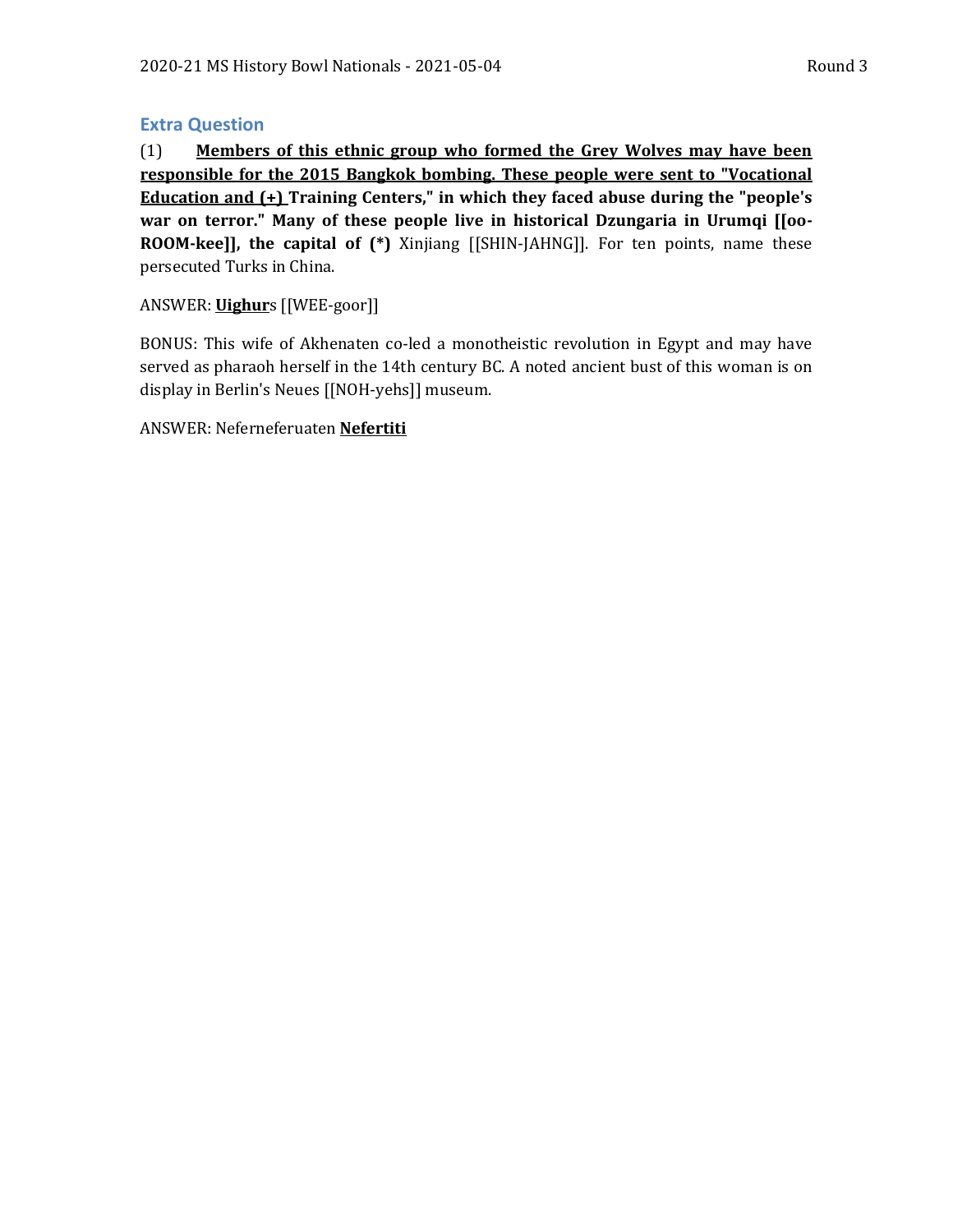## Extra Question

(1) **<u>Members of this ethnic group who formed the Grey Wolves may have been responsible for the 2015 Bangkok bombing. These people were sent to "Vocational Education and (+)</u> Training Centers," in which they faced abuse during the "people's war on terror." Many of these people live in historical Dzungaria in Urumqi [[oo-ROOM-kee]], the capital of (*)** Xinjiang [[SHIN-JAHNG]]. For ten points, name these persecuted Turks in China.

ANSWER: **<u>Uighur</u>**s [[WEE-goor]]

BONUS: This wife of Akhenaten co-led a monotheistic revolution in Egypt and may have served as pharaoh herself in the 14th century BC. A noted ancient bust of this woman is on display in Berlin's Neues [[NOH-yehs]] museum.

ANSWER: Neferneferuaten **<u>Nefertiti</u>**